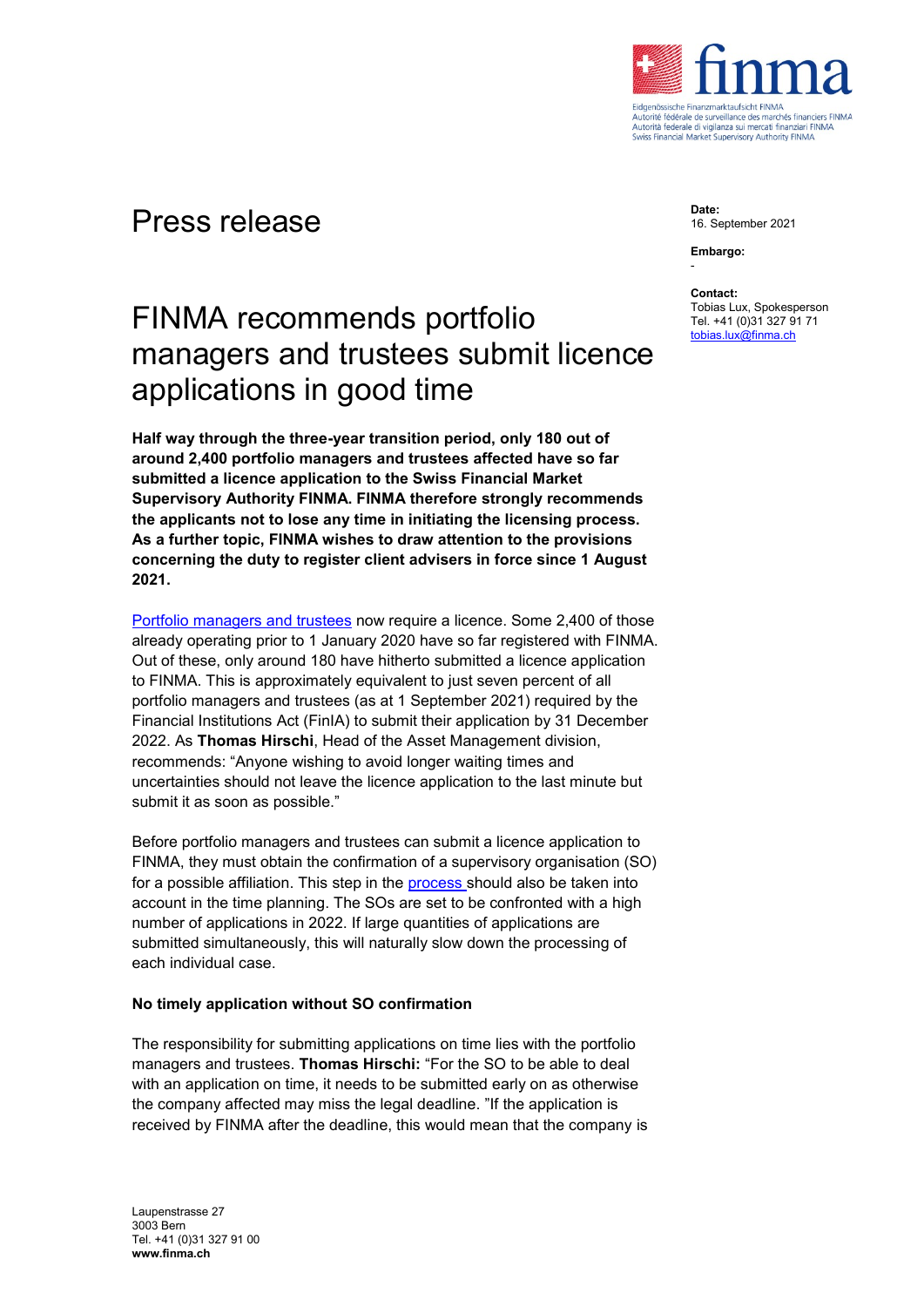Eidgenössische Finanzmarktaufsicht FINMA
Autorité fédérale de surveillance des marchés financiers FINMA
Autorità federale di vigilanza sui mercati finanziari FINMA
Swiss Financial Market Supervisory Authority FINMA

# Press release

**Date:**
16. September 2021

**Embargo:**
-

**Contact:**
Tobias Lux, Spokesperson
Tel. +41 (0)31 327 91 71
tobias.lux@finma.ch

## FINMA recommends portfolio managers and trustees submit licence applications in good time

**Half way through the three-year transition period, only 180 out of around 2,400 portfolio managers and trustees affected have so far submitted a licence application to the Swiss Financial Market Supervisory Authority FINMA. FINMA therefore strongly recommends the applicants not to lose any time in initiating the licensing process. As a further topic, FINMA wishes to draw attention to the provisions concerning the duty to register client advisers in force since 1 August 2021.**

Portfolio managers and trustees now require a licence. Some 2,400 of those already operating prior to 1 January 2020 have so far registered with FINMA. Out of these, only around 180 have hitherto submitted a licence application to FINMA. This is approximately equivalent to just seven percent of all portfolio managers and trustees (as at 1 September 2021) required by the Financial Institutions Act (FinIA) to submit their application by 31 December 2022. As **Thomas Hirschi**, Head of the Asset Management division, recommends: "Anyone wishing to avoid longer waiting times and uncertainties should not leave the licence application to the last minute but submit it as soon as possible."

Before portfolio managers and trustees can submit a licence application to FINMA, they must obtain the confirmation of a supervisory organisation (SO) for a possible affiliation. This step in the process should also be taken into account in the time planning. The SOs are set to be confronted with a high number of applications in 2022. If large quantities of applications are submitted simultaneously, this will naturally slow down the processing of each individual case.

### No timely application without SO confirmation

The responsibility for submitting applications on time lies with the portfolio managers and trustees. **Thomas Hirschi:** "For the SO to be able to deal with an application on time, it needs to be submitted early on as otherwise the company affected may miss the legal deadline. "If the application is received by FINMA after the deadline, this would mean that the company is

Laupenstrasse 27
3003 Bern
Tel. +41 (0)31 327 91 00
**www.finma.ch**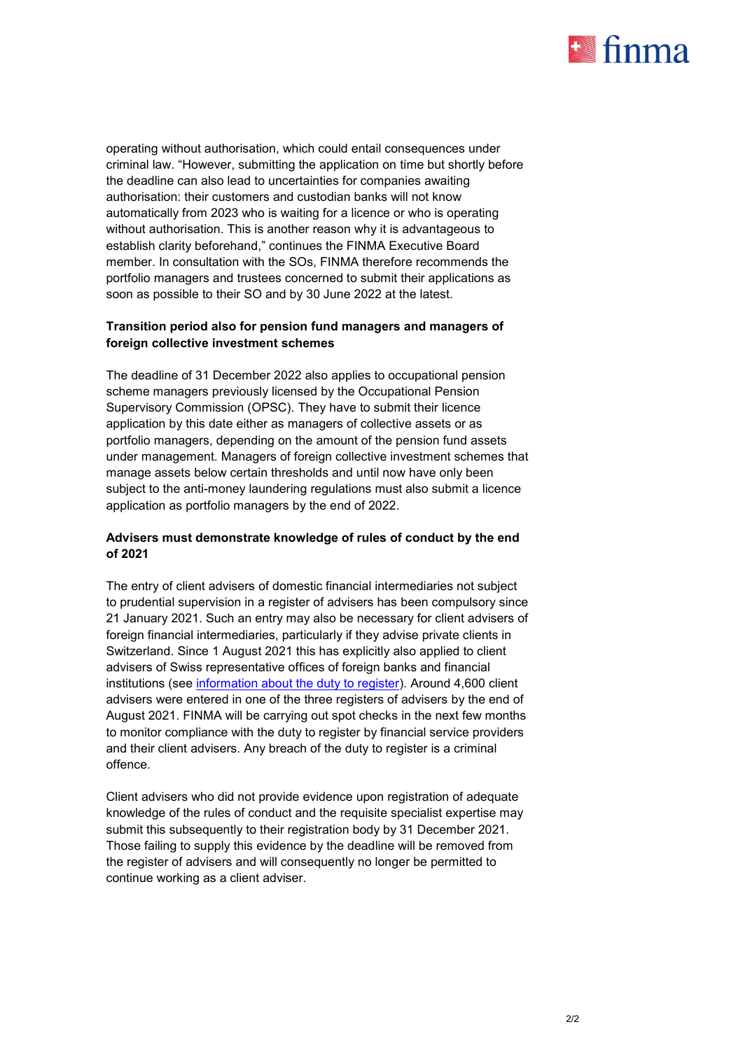operating without authorisation, which could entail consequences under criminal law. “However, submitting the application on time but shortly before the deadline can also lead to uncertainties for companies awaiting authorisation: their customers and custodian banks will not know automatically from 2023 who is waiting for a licence or who is operating without authorisation. This is another reason why it is advantageous to establish clarity beforehand,” continues the FINMA Executive Board member. In consultation with the SOs, FINMA therefore recommends the portfolio managers and trustees concerned to submit their applications as soon as possible to their SO and by 30 June 2022 at the latest.

**Transition period also for pension fund managers and managers of foreign collective investment schemes**

The deadline of 31 December 2022 also applies to occupational pension scheme managers previously licensed by the Occupational Pension Supervisory Commission (OPSC). They have to submit their licence application by this date either as managers of collective assets or as portfolio managers, depending on the amount of the pension fund assets under management. Managers of foreign collective investment schemes that manage assets below certain thresholds and until now have only been subject to the anti-money laundering regulations must also submit a licence application as portfolio managers by the end of 2022.

**Advisers must demonstrate knowledge of rules of conduct by the end of 2021**

The entry of client advisers of domestic financial intermediaries not subject to prudential supervision in a register of advisers has been compulsory since 21 January 2021. Such an entry may also be necessary for client advisers of foreign financial intermediaries, particularly if they advise private clients in Switzerland. Since 1 August 2021 this has explicitly also applied to client advisers of Swiss representative offices of foreign banks and financial institutions (see information about the duty to register). Around 4,600 client advisers were entered in one of the three registers of advisers by the end of August 2021. FINMA will be carrying out spot checks in the next few months to monitor compliance with the duty to register by financial service providers and their client advisers. Any breach of the duty to register is a criminal offence.

Client advisers who did not provide evidence upon registration of adequate knowledge of the rules of conduct and the requisite specialist expertise may submit this subsequently to their registration body by 31 December 2021. Those failing to supply this evidence by the deadline will be removed from the register of advisers and will consequently no longer be permitted to continue working as a client adviser.